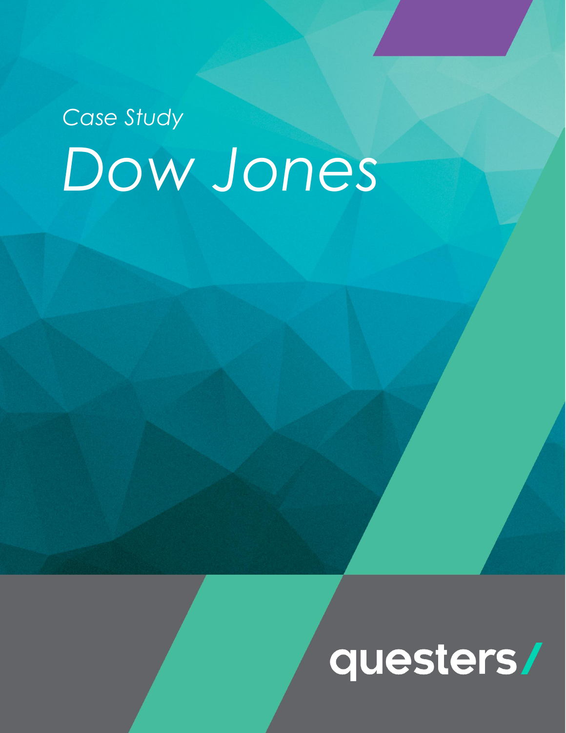*Case Study*

# *Dow Jones*

questers/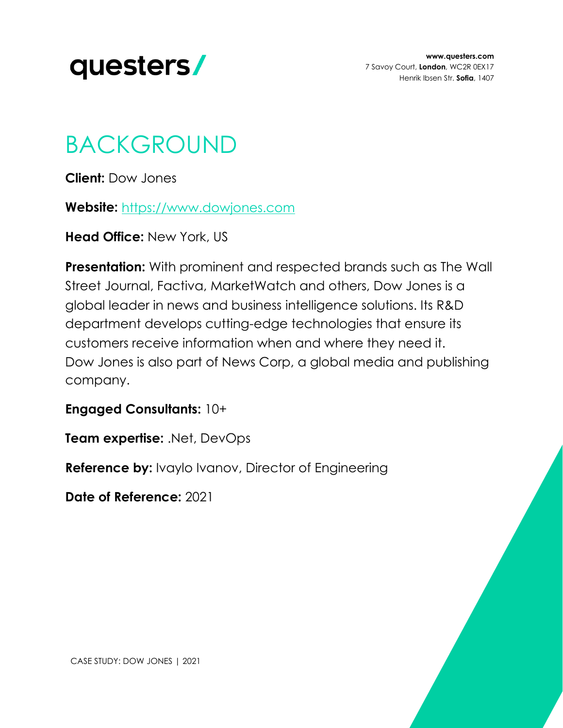# BACKGROUND

**Client:** Dow Jones

**Website:** [https://www.dowjones.com](https://www.dowjones.com)

**Head Office:** New York, US

**Presentation:** With prominent and respected brands such as The Wall Street Journal, Factiva, MarketWatch and others, Dow Jones is a global leader in news and business intelligence solutions. Its R&D department develops cutting-edge technologies that ensure its customers receive information when and where they need it. Dow Jones is also part of News Corp, a global media and publishing company.

**Engaged Consultants:** 10+

**Team expertise:** .Net, DevOps

**Reference by:** Ivaylo Ivanov, Director of Engineering

**Date of Reference:** 2021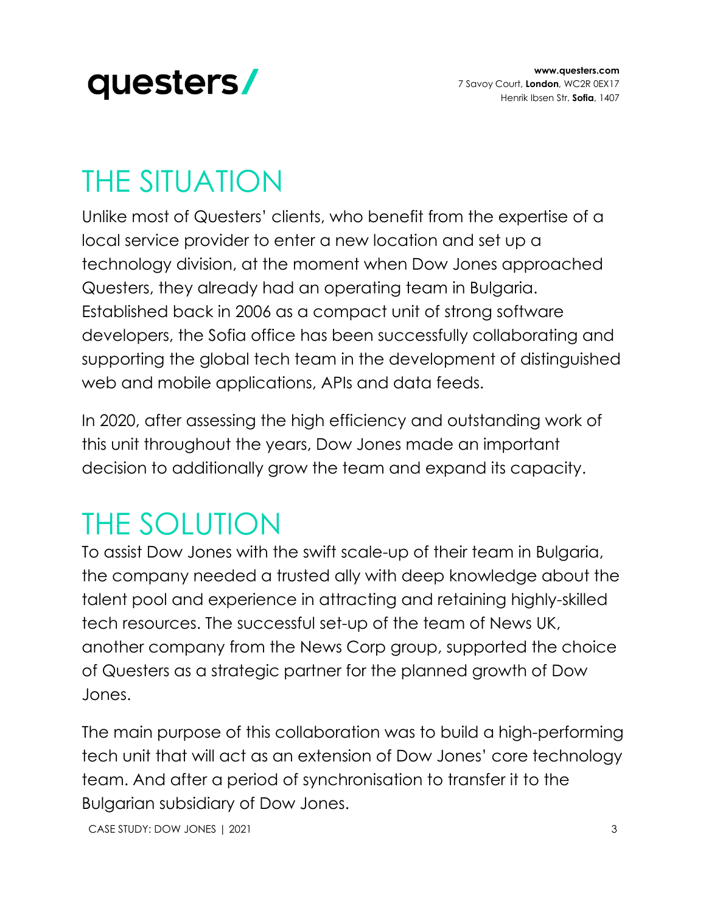# THE SITUATION

Unlike most of Questers' clients, who benefit from the expertise of a local service provider to enter a new location and set up a technology division, at the moment when Dow Jones approached Questers, they already had an operating team in Bulgaria. Established back in 2006 as a compact unit of strong software developers, the Sofia office has been successfully collaborating and supporting the global tech team in the development of distinguished web and mobile applications, APIs and data feeds.

In 2020, after assessing the high efficiency and outstanding work of this unit throughout the years, Dow Jones made an important decision to additionally grow the team and expand its capacity.

# THE SOLUTION

To assist Dow Jones with the swift scale-up of their team in Bulgaria, the company needed a trusted ally with deep knowledge about the talent pool and experience in attracting and retaining highly-skilled tech resources. The successful set-up of the team of News UK, another company from the News Corp group, supported the choice of Questers as a strategic partner for the planned growth of Dow Jones.

The main purpose of this collaboration was to build a high-performing tech unit that will act as an extension of Dow Jones' core technology team. And after a period of synchronisation to transfer it to the Bulgarian subsidiary of Dow Jones.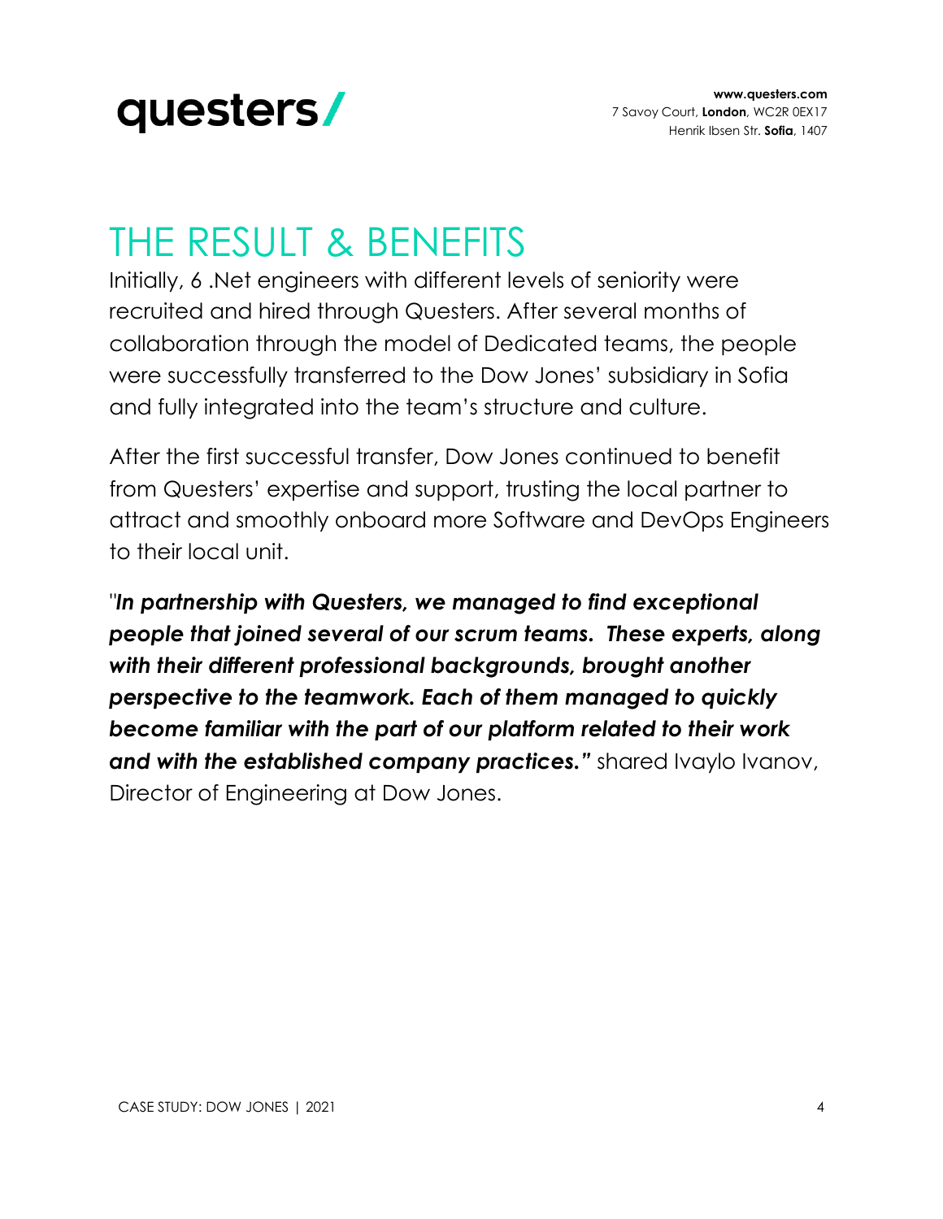# THE RESULT & BENEFITS

Initially, 6 .Net engineers with different levels of seniority were recruited and hired through Questers. After several months of collaboration through the model of Dedicated teams, the people were successfully transferred to the Dow Jones' subsidiary in Sofia and fully integrated into the team's structure and culture.

After the first successful transfer, Dow Jones continued to benefit from Questers' expertise and support, trusting the local partner to attract and smoothly onboard more Software and DevOps Engineers to their local unit.

"***In partnership with Questers, we managed to find exceptional people that joined several of our scrum teams. These experts, along with their different professional backgrounds, brought another perspective to the teamwork. Each of them managed to quickly become familiar with the part of our platform related to their work and with the established company practices."*** shared Ivaylo Ivanov, Director of Engineering at Dow Jones.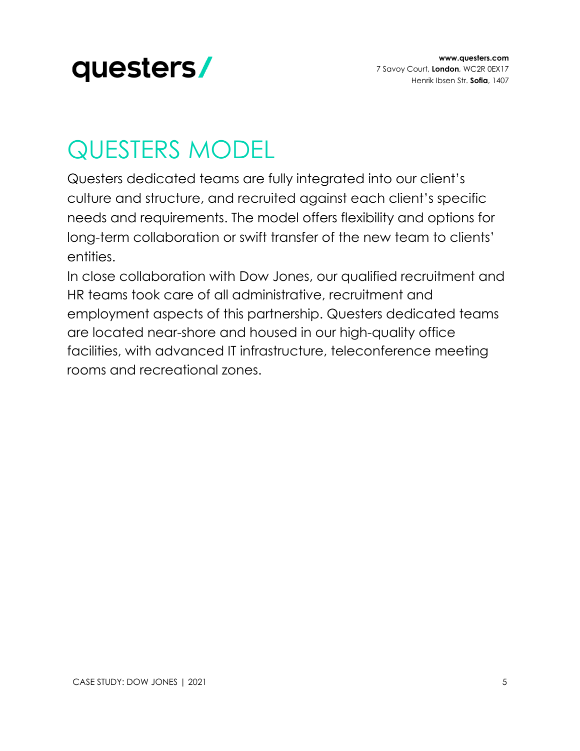# QUESTERS MODEL

Questers dedicated teams are fully integrated into our client's culture and structure, and recruited against each client's specific needs and requirements. The model offers flexibility and options for long-term collaboration or swift transfer of the new team to clients' entities.

In close collaboration with Dow Jones, our qualified recruitment and HR teams took care of all administrative, recruitment and employment aspects of this partnership. Questers dedicated teams are located near-shore and housed in our high-quality office facilities, with advanced IT infrastructure, teleconference meeting rooms and recreational zones.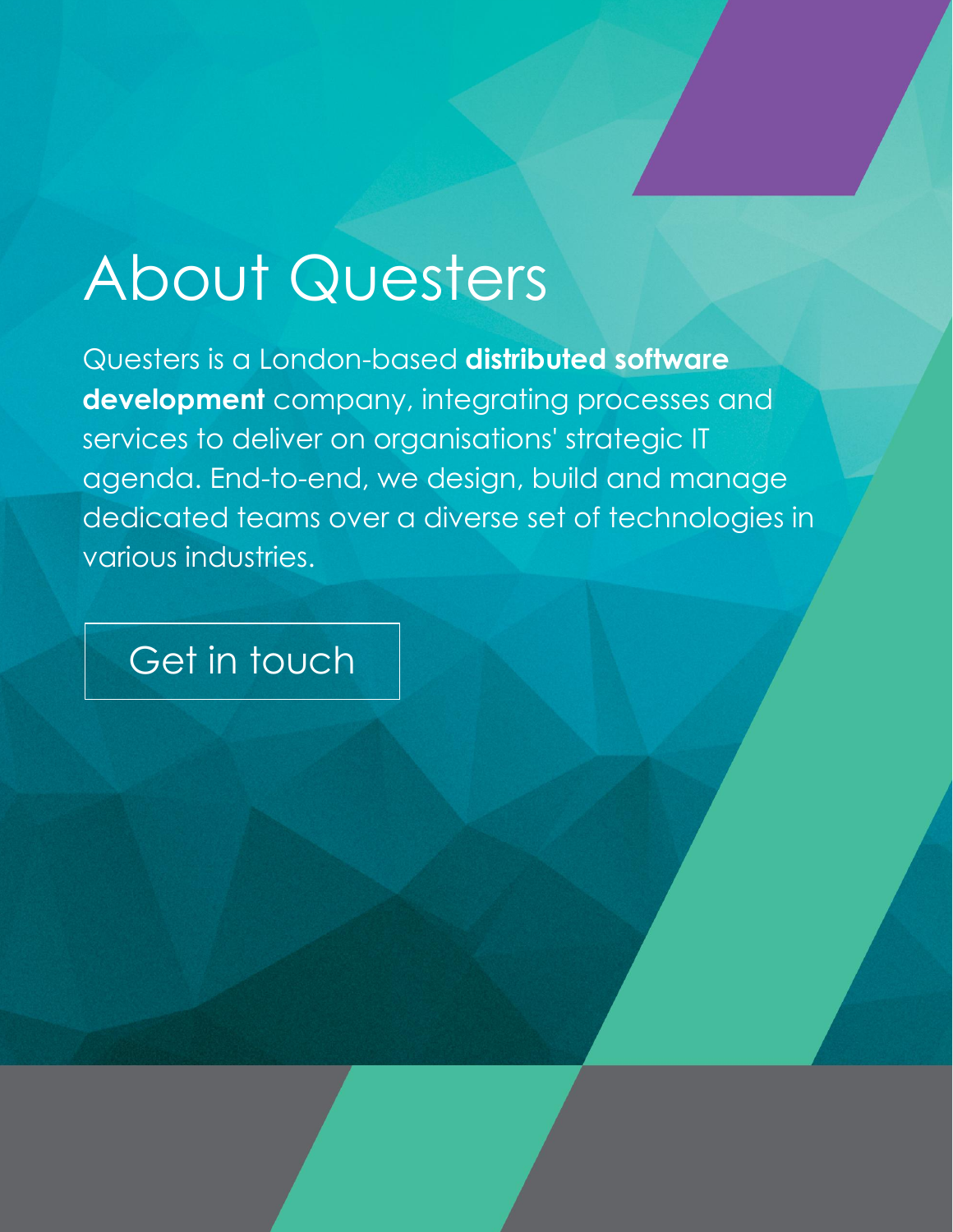# About Questers

Questers is a London-based **distributed software development** company, integrating processes and services to deliver on organisations' strategic IT agenda. End-to-end, we design, build and manage dedicated teams over a diverse set of technologies in various industries.

Get in touch